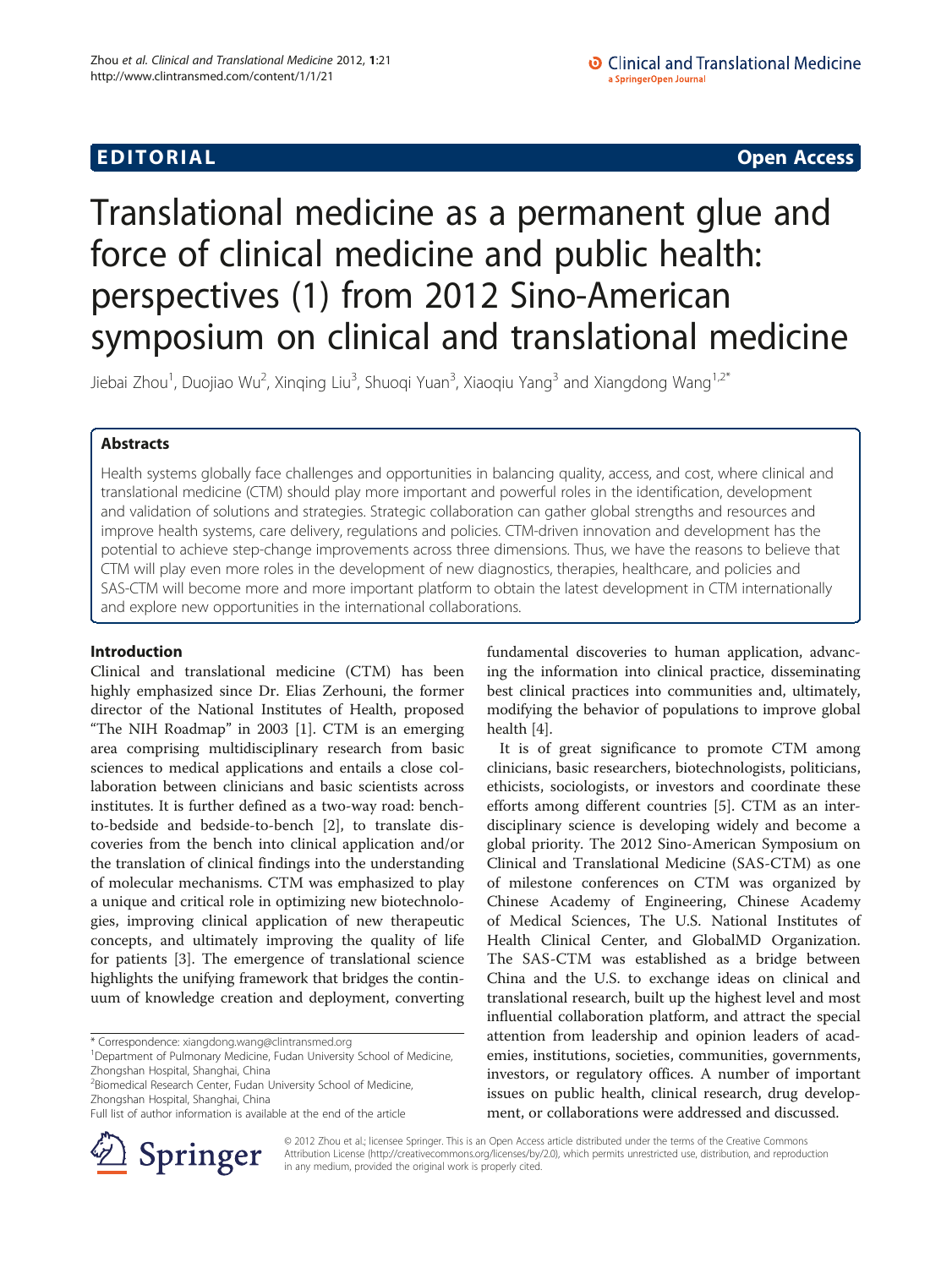**EDITORIAL** **Open Access**

# Translational medicine as a permanent glue and force of clinical medicine and public health: perspectives (1) from 2012 Sino-American symposium on clinical and translational medicine

Jiebai Zhou[1], Duojiao Wu[2], Xinqing Liu[3], Shuoqi Yuan[3], Xiaoqiu Yang[3] and Xiangdong Wang[1,2*]

## Abstracts

Health systems globally face challenges and opportunities in balancing quality, access, and cost, where clinical and translational medicine (CTM) should play more important and powerful roles in the identification, development and validation of solutions and strategies. Strategic collaboration can gather global strengths and resources and improve health systems, care delivery, regulations and policies. CTM-driven innovation and development has the potential to achieve step-change improvements across three dimensions. Thus, we have the reasons to believe that CTM will play even more roles in the development of new diagnostics, therapies, healthcare, and policies and SAS-CTM will become more and more important platform to obtain the latest development in CTM internationally and explore new opportunities in the international collaborations.

## Introduction

Clinical and translational medicine (CTM) has been highly emphasized since Dr. Elias Zerhouni, the former director of the National Institutes of Health, proposed "The NIH Roadmap" in 2003 [1]. CTM is an emerging area comprising multidisciplinary research from basic sciences to medical applications and entails a close collaboration between clinicians and basic scientists across institutes. It is further defined as a two-way road: bench-to-bedside and bedside-to-bench [2], to translate discoveries from the bench into clinical application and/or the translation of clinical findings into the understanding of molecular mechanisms. CTM was emphasized to play a unique and critical role in optimizing new biotechnologies, improving clinical application of new therapeutic concepts, and ultimately improving the quality of life for patients [3]. The emergence of translational science highlights the unifying framework that bridges the continuum of knowledge creation and deployment, converting fundamental discoveries to human application, advancing the information into clinical practice, disseminating best clinical practices into communities and, ultimately, modifying the behavior of populations to improve global health [4].

It is of great significance to promote CTM among clinicians, basic researchers, biotechnologists, politicians, ethicists, sociologists, or investors and coordinate these efforts among different countries [5]. CTM as an interdisciplinary science is developing widely and become a global priority. The 2012 Sino-American Symposium on Clinical and Translational Medicine (SAS-CTM) as one of milestone conferences on CTM was organized by Chinese Academy of Engineering, Chinese Academy of Medical Sciences, The U.S. National Institutes of Health Clinical Center, and GlobalMD Organization. The SAS-CTM was established as a bridge between China and the U.S. to exchange ideas on clinical and translational research, built up the highest level and most influential collaboration platform, and attract the special attention from leadership and opinion leaders of academies, institutions, societies, communities, governments, investors, or regulatory offices. A number of important issues on public health, clinical research, drug development, or collaborations were addressed and discussed.

\* Correspondence: xiangdong.wang@clintransmed.org
[1]Department of Pulmonary Medicine, Fudan University School of Medicine, Zhongshan Hospital, Shanghai, China
[2]Biomedical Research Center, Fudan University School of Medicine, Zhongshan Hospital, Shanghai, China
Full list of author information is available at the end of the article

© 2012 Zhou et al.; licensee Springer. This is an Open Access article distributed under the terms of the Creative Commons Attribution License (http://creativecommons.org/licenses/by/2.0), which permits unrestricted use, distribution, and reproduction in any medium, provided the original work is properly cited.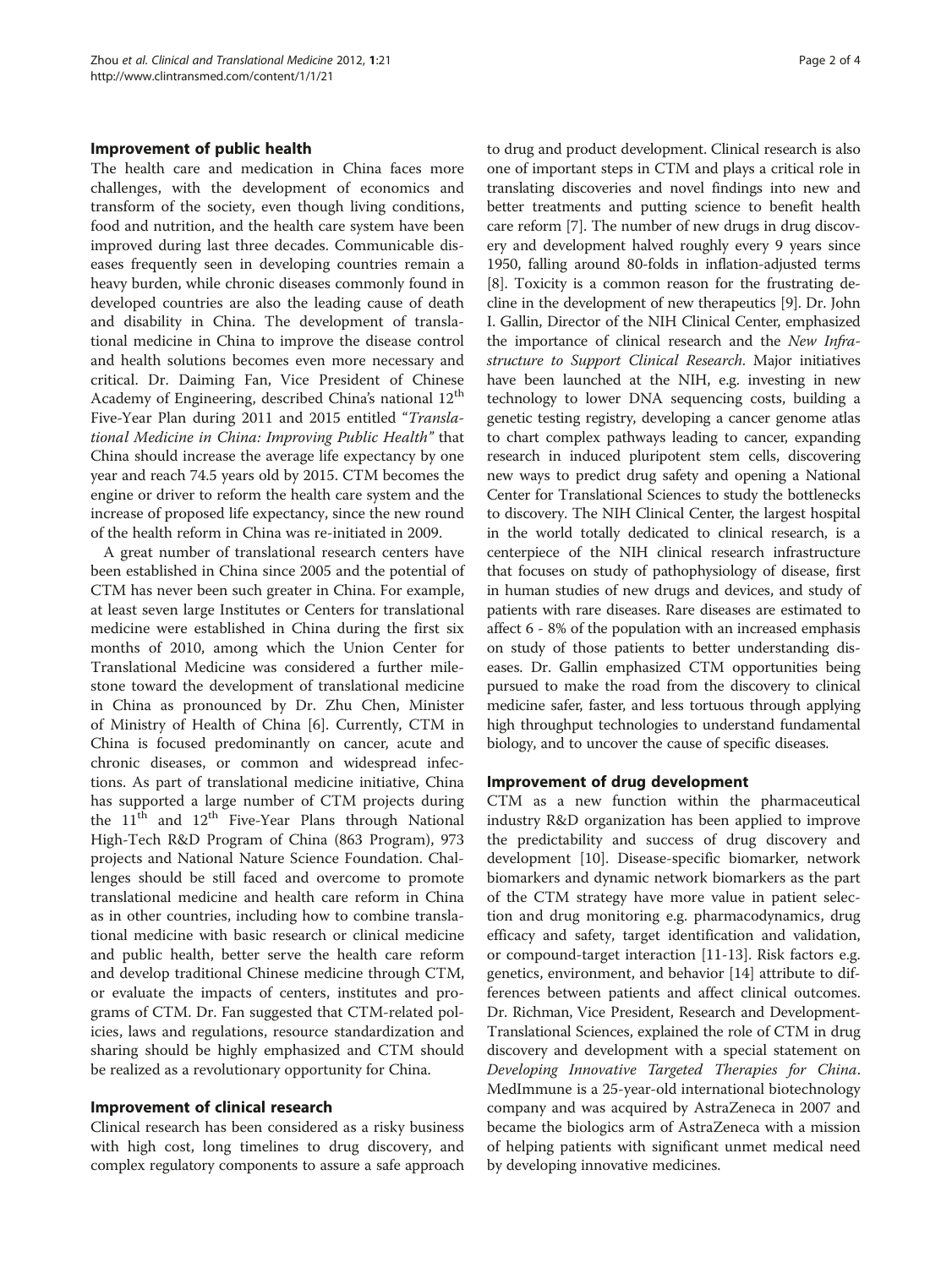## Improvement of public health

The health care and medication in China faces more challenges, with the development of economics and transform of the society, even though living conditions, food and nutrition, and the health care system have been improved during last three decades. Communicable diseases frequently seen in developing countries remain a heavy burden, while chronic diseases commonly found in developed countries are also the leading cause of death and disability in China. The development of translational medicine in China to improve the disease control and health solutions becomes even more necessary and critical. Dr. Daiming Fan, Vice President of Chinese Academy of Engineering, described China's national 12$^{th}$ Five-Year Plan during 2011 and 2015 entitled "*Translational Medicine in China: Improving Public Health*" that China should increase the average life expectancy by one year and reach 74.5 years old by 2015. CTM becomes the engine or driver to reform the health care system and the increase of proposed life expectancy, since the new round of the health reform in China was re-initiated in 2009.

A great number of translational research centers have been established in China since 2005 and the potential of CTM has never been such greater in China. For example, at least seven large Institutes or Centers for translational medicine were established in China during the first six months of 2010, among which the Union Center for Translational Medicine was considered a further milestone toward the development of translational medicine in China as pronounced by Dr. Zhu Chen, Minister of Ministry of Health of China [6]. Currently, CTM in China is focused predominantly on cancer, acute and chronic diseases, or common and widespread infections. As part of translational medicine initiative, China has supported a large number of CTM projects during the 11$^{th}$ and 12$^{th}$ Five-Year Plans through National High-Tech R&D Program of China (863 Program), 973 projects and National Nature Science Foundation. Challenges should be still faced and overcome to promote translational medicine and health care reform in China as in other countries, including how to combine translational medicine with basic research or clinical medicine and public health, better serve the health care reform and develop traditional Chinese medicine through CTM, or evaluate the impacts of centers, institutes and programs of CTM. Dr. Fan suggested that CTM-related policies, laws and regulations, resource standardization and sharing should be highly emphasized and CTM should be realized as a revolutionary opportunity for China.

## Improvement of clinical research

Clinical research has been considered as a risky business with high cost, long timelines to drug discovery, and complex regulatory components to assure a safe approach to drug and product development. Clinical research is also one of important steps in CTM and plays a critical role in translating discoveries and novel findings into new and better treatments and putting science to benefit health care reform [7]. The number of new drugs in drug discovery and development halved roughly every 9 years since 1950, falling around 80-folds in inflation-adjusted terms [8]. Toxicity is a common reason for the frustrating decline in the development of new therapeutics [9]. Dr. John I. Gallin, Director of the NIH Clinical Center, emphasized the importance of clinical research and the *New Infrastructure to Support Clinical Research*. Major initiatives have been launched at the NIH, e.g. investing in new technology to lower DNA sequencing costs, building a genetic testing registry, developing a cancer genome atlas to chart complex pathways leading to cancer, expanding research in induced pluripotent stem cells, discovering new ways to predict drug safety and opening a National Center for Translational Sciences to study the bottlenecks to discovery. The NIH Clinical Center, the largest hospital in the world totally dedicated to clinical research, is a centerpiece of the NIH clinical research infrastructure that focuses on study of pathophysiology of disease, first in human studies of new drugs and devices, and study of patients with rare diseases. Rare diseases are estimated to affect 6 - 8% of the population with an increased emphasis on study of those patients to better understanding diseases. Dr. Gallin emphasized CTM opportunities being pursued to make the road from the discovery to clinical medicine safer, faster, and less tortuous through applying high throughput technologies to understand fundamental biology, and to uncover the cause of specific diseases.

## Improvement of drug development

CTM as a new function within the pharmaceutical industry R&D organization has been applied to improve the predictability and success of drug discovery and development [10]. Disease-specific biomarker, network biomarkers and dynamic network biomarkers as the part of the CTM strategy have more value in patient selection and drug monitoring e.g. pharmacodynamics, drug efficacy and safety, target identification and validation, or compound-target interaction [11-13]. Risk factors e.g. genetics, environment, and behavior [14] attribute to differences between patients and affect clinical outcomes. Dr. Richman, Vice President, Research and Development-Translational Sciences, explained the role of CTM in drug discovery and development with a special statement on *Developing Innovative Targeted Therapies for China*. MedImmune is a 25-year-old international biotechnology company and was acquired by AstraZeneca in 2007 and became the biologics arm of AstraZeneca with a mission of helping patients with significant unmet medical need by developing innovative medicines.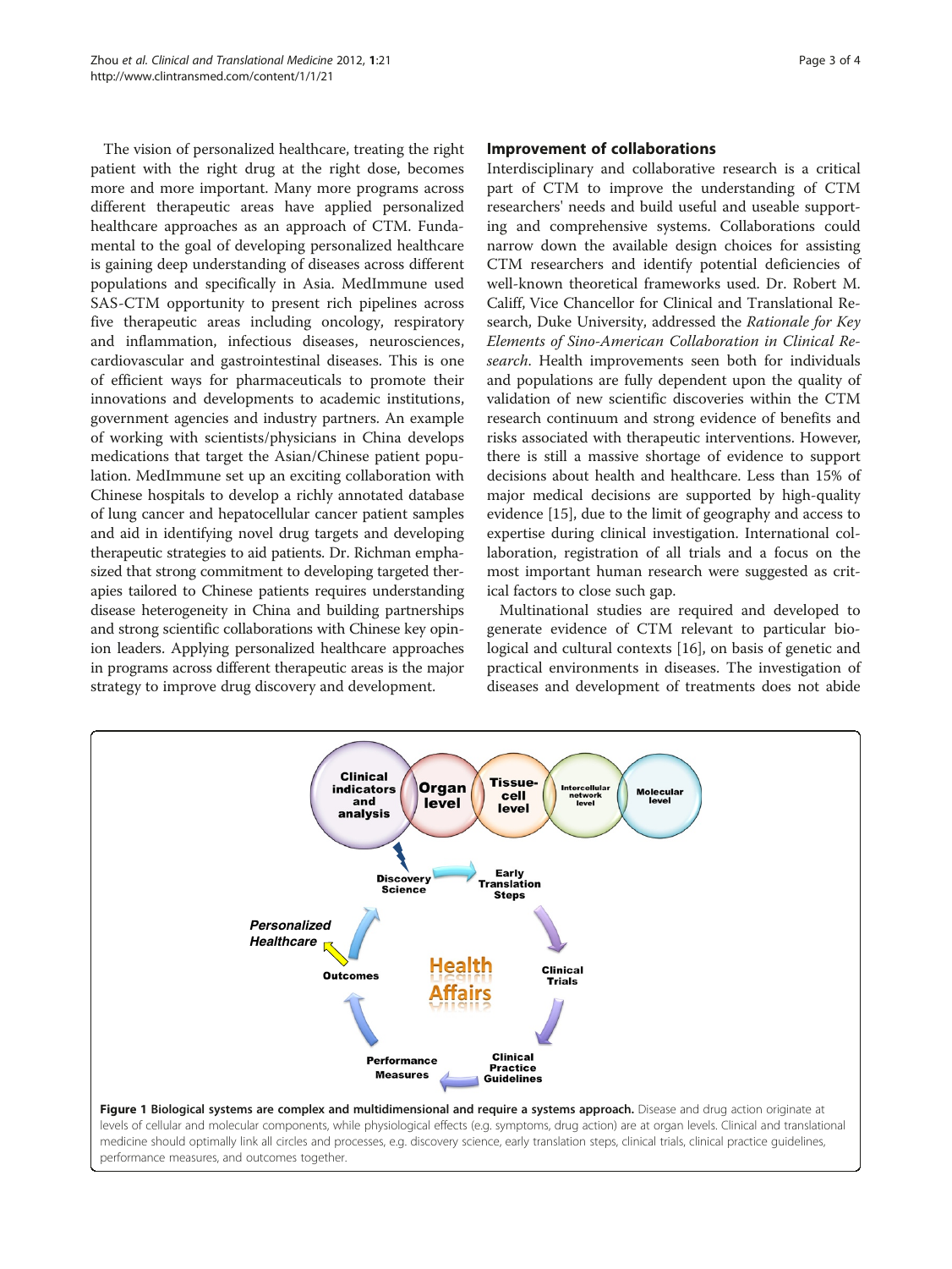The vision of personalized healthcare, treating the right patient with the right drug at the right dose, becomes more and more important. Many more programs across different therapeutic areas have applied personalized healthcare approaches as an approach of CTM. Fundamental to the goal of developing personalized healthcare is gaining deep understanding of diseases across different populations and specifically in Asia. MedImmune used SAS-CTM opportunity to present rich pipelines across five therapeutic areas including oncology, respiratory and inflammation, infectious diseases, neurosciences, cardiovascular and gastrointestinal diseases. This is one of efficient ways for pharmaceuticals to promote their innovations and developments to academic institutions, government agencies and industry partners. An example of working with scientists/physicians in China develops medications that target the Asian/Chinese patient population. MedImmune set up an exciting collaboration with Chinese hospitals to develop a richly annotated database of lung cancer and hepatocellular cancer patient samples and aid in identifying novel drug targets and developing therapeutic strategies to aid patients. Dr. Richman emphasized that strong commitment to developing targeted therapies tailored to Chinese patients requires understanding disease heterogeneity in China and building partnerships and strong scientific collaborations with Chinese key opinion leaders. Applying personalized healthcare approaches in programs across different therapeutic areas is the major strategy to improve drug discovery and development.

## Improvement of collaborations

Interdisciplinary and collaborative research is a critical part of CTM to improve the understanding of CTM researchers' needs and build useful and useable supporting and comprehensive systems. Collaborations could narrow down the available design choices for assisting CTM researchers and identify potential deficiencies of well-known theoretical frameworks used. Dr. Robert M. Califf, Vice Chancellor for Clinical and Translational Research, Duke University, addressed the *Rationale for Key Elements of Sino-American Collaboration in Clinical Research*. Health improvements seen both for individuals and populations are fully dependent upon the quality of validation of new scientific discoveries within the CTM research continuum and strong evidence of benefits and risks associated with therapeutic interventions. However, there is still a massive shortage of evidence to support decisions about health and healthcare. Less than 15% of major medical decisions are supported by high-quality evidence [15], due to the limit of geography and access to expertise during clinical investigation. International collaboration, registration of all trials and a focus on the most important human research were suggested as critical factors to close such gap.

Multinational studies are required and developed to generate evidence of CTM relevant to particular biological and cultural contexts [16], on basis of genetic and practical environments in diseases. The investigation of diseases and development of treatments does not abide

Clinical indicators and analysis
Organ level
Tissue-cell level
Intercellular network level
Molecular level
Discovery Science
Early Translation Steps
Clinical Trials
Clinical Practice Guidelines
Performance Measures
Outcomes
Personalized Healthcare
Health Affairs

**Figure 1 Biological systems are complex and multidimensional and require a systems approach.** Disease and drug action originate at levels of cellular and molecular components, while physiological effects (e.g. symptoms, drug action) are at organ levels. Clinical and translational medicine should optimally link all circles and processes, e.g. discovery science, early translation steps, clinical trials, clinical practice guidelines, performance measures, and outcomes together.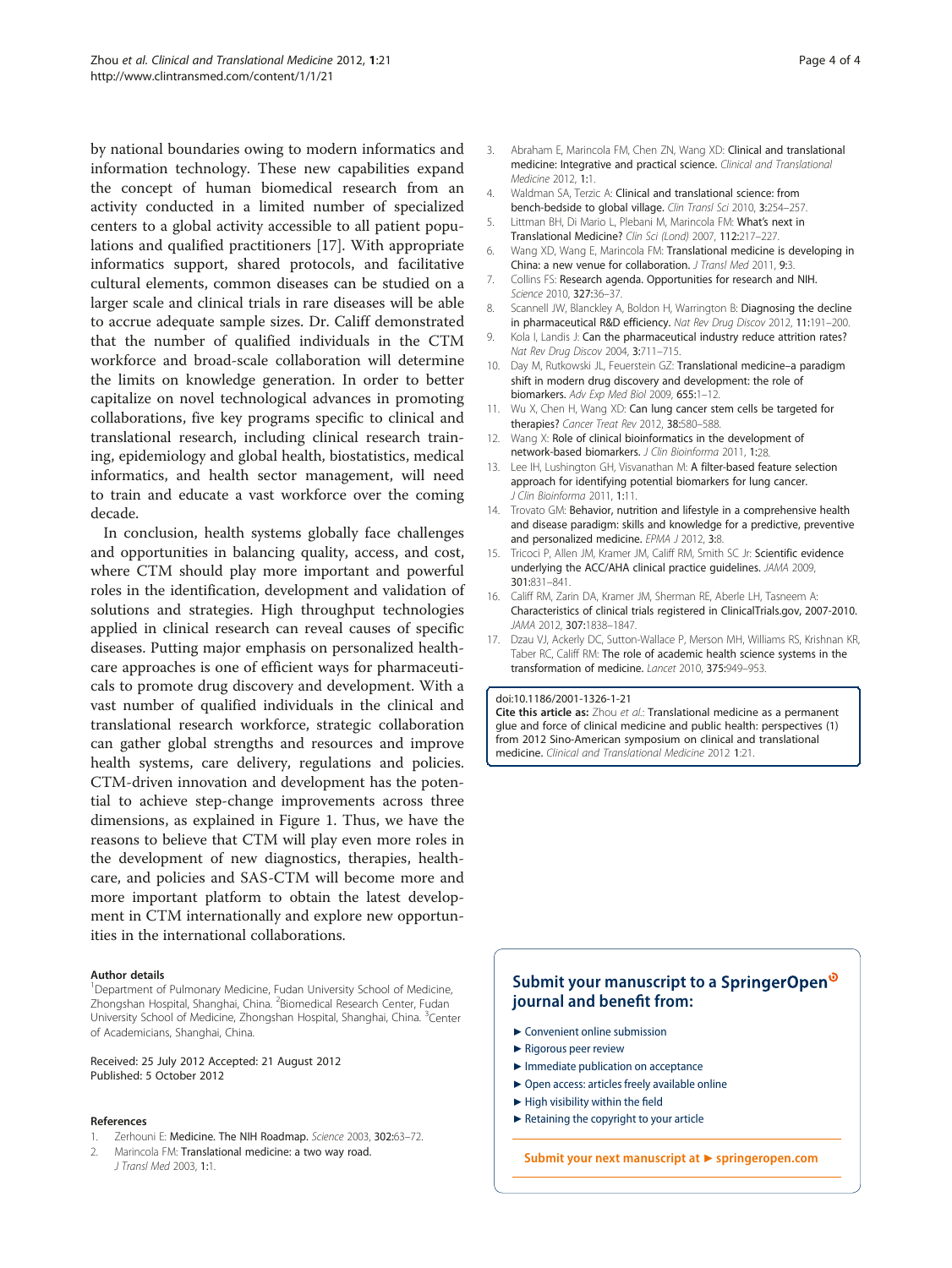by national boundaries owing to modern informatics and information technology. These new capabilities expand the concept of human biomedical research from an activity conducted in a limited number of specialized centers to a global activity accessible to all patient populations and qualified practitioners [17]. With appropriate informatics support, shared protocols, and facilitative cultural elements, common diseases can be studied on a larger scale and clinical trials in rare diseases will be able to accrue adequate sample sizes. Dr. Califf demonstrated that the number of qualified individuals in the CTM workforce and broad-scale collaboration will determine the limits on knowledge generation. In order to better capitalize on novel technological advances in promoting collaborations, five key programs specific to clinical and translational research, including clinical research training, epidemiology and global health, biostatistics, medical informatics, and health sector management, will need to train and educate a vast workforce over the coming decade.

In conclusion, health systems globally face challenges and opportunities in balancing quality, access, and cost, where CTM should play more important and powerful roles in the identification, development and validation of solutions and strategies. High throughput technologies applied in clinical research can reveal causes of specific diseases. Putting major emphasis on personalized healthcare approaches is one of efficient ways for pharmaceuticals to promote drug discovery and development. With a vast number of qualified individuals in the clinical and translational research workforce, strategic collaboration can gather global strengths and resources and improve health systems, care delivery, regulations and policies. CTM-driven innovation and development has the potential to achieve step-change improvements across three dimensions, as explained in Figure 1. Thus, we have the reasons to believe that CTM will play even more roles in the development of new diagnostics, therapies, healthcare, and policies and SAS-CTM will become more and more important platform to obtain the latest development in CTM internationally and explore new opportunities in the international collaborations.

#### Author details

[1]Department of Pulmonary Medicine, Fudan University School of Medicine, Zhongshan Hospital, Shanghai, China. [2]Biomedical Research Center, Fudan University School of Medicine, Zhongshan Hospital, Shanghai, China. [3]Center of Academicians, Shanghai, China.

Received: 25 July 2012 Accepted: 21 August 2012
Published: 5 October 2012

#### References

1. Zerhouni E: **Medicine. The NIH Roadmap.** *Science* 2003, **302:**63–72.
2. Marincola FM: **Translational medicine: a two way road.** *J Transl Med* 2003, **1:**1.
3. Abraham E, Marincola FM, Chen ZN, Wang XD: **Clinical and translational medicine: Integrative and practical science.** *Clinical and Translational Medicine* 2012, **1:**1.
4. Waldman SA, Terzic A: **Clinical and translational science: from bench-bedside to global village.** *Clin Transl Sci* 2010, **3:**254–257.
5. Littman BH, Di Mario L, Plebani M, Marincola FM: **What's next in Translational Medicine?** *Clin Sci (Lond)* 2007, **112:**217–227.
6. Wang XD, Wang E, Marincola FM: **Translational medicine is developing in China: a new venue for collaboration.** *J Transl Med* 2011, **9:**3.
7. Collins FS: **Research agenda. Opportunities for research and NIH.** *Science* 2010, **327:**36–37.
8. Scannell JW, Blanckley A, Boldon H, Warrington B: **Diagnosing the decline in pharmaceutical R&D efficiency.** *Nat Rev Drug Discov* 2012, **11:**191–200.
9. Kola I, Landis J: **Can the pharmaceutical industry reduce attrition rates?** *Nat Rev Drug Discov* 2004, **3:**711–715.
10. Day M, Rutkowski JL, Feuerstein GZ: **Translational medicine–a paradigm shift in modern drug discovery and development: the role of biomarkers.** *Adv Exp Med Biol* 2009, **655:**1–12.
11. Wu X, Chen H, Wang XD: **Can lung cancer stem cells be targeted for therapies?** *Cancer Treat Rev* 2012, **38:**580–588.
12. Wang X: **Role of clinical bioinformatics in the development of network-based biomarkers.** *J Clin Bioinforma* 2011, **1:**28.
13. Lee IH, Lushington GH, Visvanathan M: **A filter-based feature selection approach for identifying potential biomarkers for lung cancer.** *J Clin Bioinforma* 2011, **1:**11.
14. Trovato GM: **Behavior, nutrition and lifestyle in a comprehensive health and disease paradigm: skills and knowledge for a predictive, preventive and personalized medicine.** *EPMA J* 2012, **3:**8.
15. Tricoci P, Allen JM, Kramer JM, Califf RM, Smith SC Jr: **Scientific evidence underlying the ACC/AHA clinical practice guidelines.** *JAMA* 2009, **301:**831–841.
16. Califf RM, Zarin DA, Kramer JM, Sherman RE, Aberle LH, Tasneem A: **Characteristics of clinical trials registered in ClinicalTrials.gov, 2007-2010.** *JAMA* 2012, **307:**1838–1847.
17. Dzau VJ, Ackerly DC, Sutton-Wallace P, Merson MH, Williams RS, Krishnan KR, Taber RC, Califf RM: **The role of academic health science systems in the transformation of medicine.** *Lancet* 2010, **375:**949–953.

doi:10.1186/2001-1326-1-21
**Cite this article as:** Zhou *et al.*: Translational medicine as a permanent glue and force of clinical medicine and public health: perspectives (1) from 2012 Sino-American symposium on clinical and translational medicine. *Clinical and Translational Medicine* 2012 **1**:21.